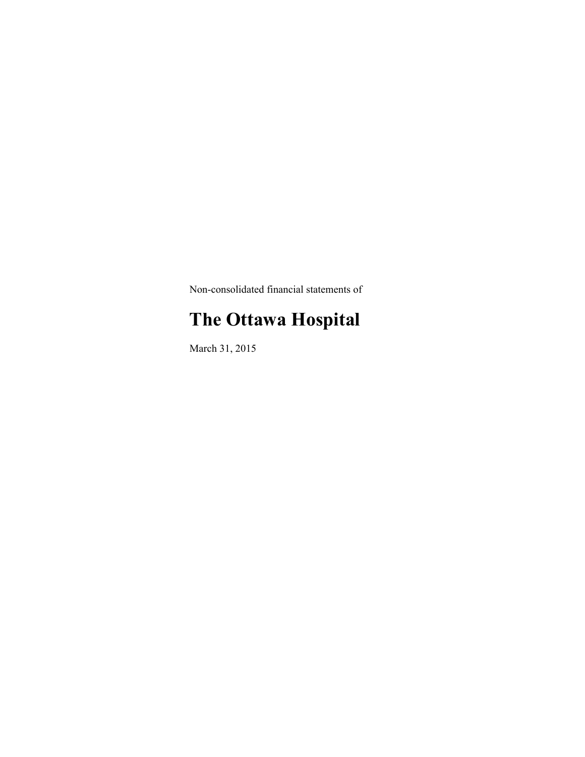Non-consolidated financial statements of

# The Ottawa Hospital

March 31, 2015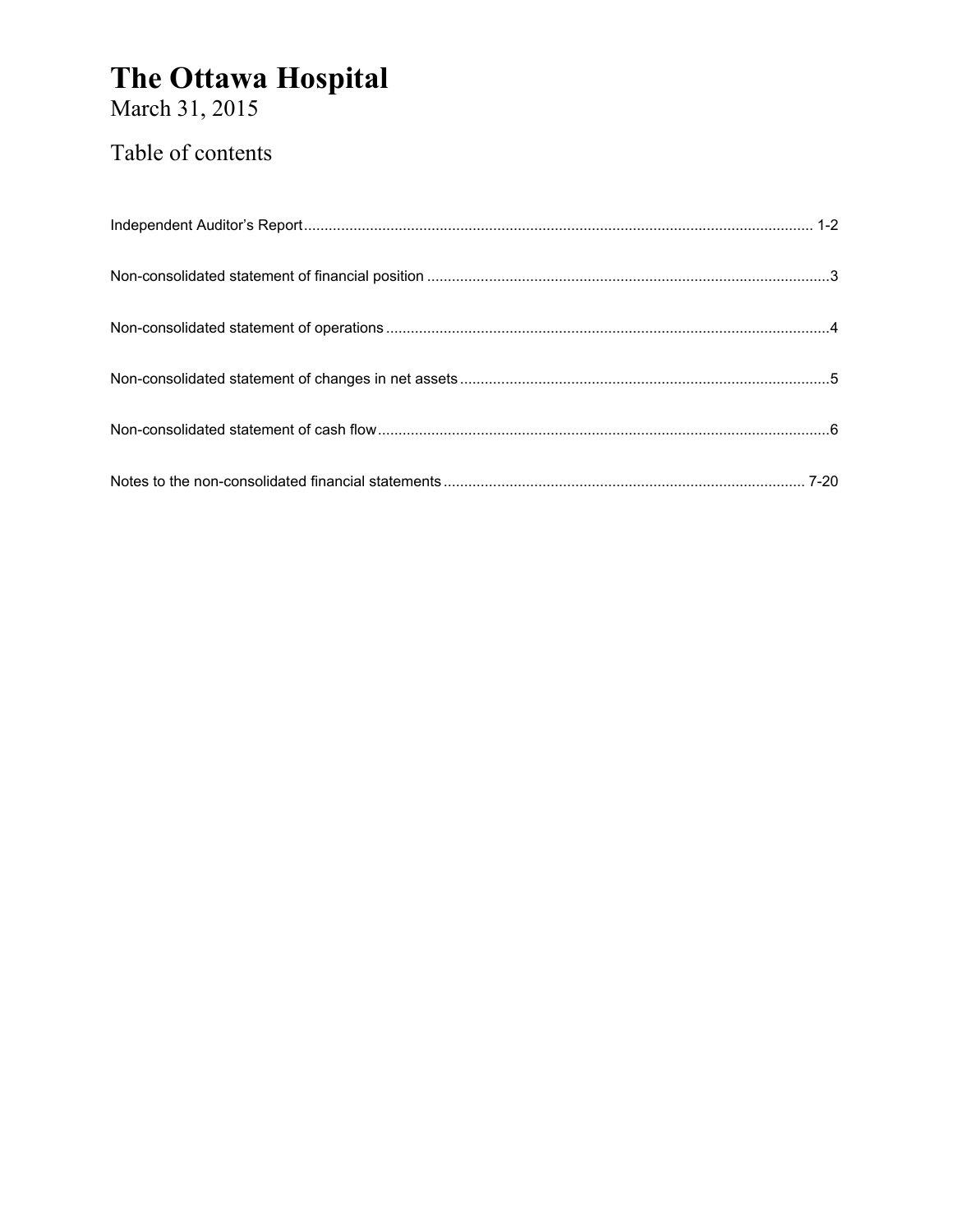# The Ottawa Hospital

March 31, 2015

## Table of contents

| | |
|---|---|
| Independent Auditor's Report | 1-2 |
| Non-consolidated statement of financial position | 3 |
| Non-consolidated statement of operations | 4 |
| Non-consolidated statement of changes in net assets | 5 |
| Non-consolidated statement of cash flow | 6 |
| Notes to the non-consolidated financial statements | 7-20 |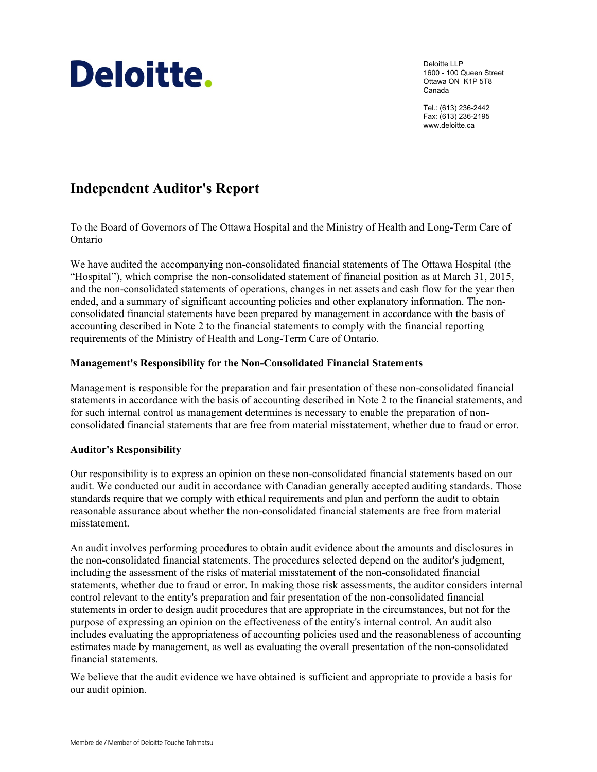**Deloitte.**

Deloitte LLP
1600 - 100 Queen Street
Ottawa ON K1P 5T8
Canada

Tel.: (613) 236-2442
Fax: (613) 236-2195
www.deloitte.ca

# Independent Auditor's Report

To the Board of Governors of The Ottawa Hospital and the Ministry of Health and Long-Term Care of Ontario

We have audited the accompanying non-consolidated financial statements of The Ottawa Hospital (the "Hospital"), which comprise the non-consolidated statement of financial position as at March 31, 2015, and the non-consolidated statements of operations, changes in net assets and cash flow for the year then ended, and a summary of significant accounting policies and other explanatory information. The non-consolidated financial statements have been prepared by management in accordance with the basis of accounting described in Note 2 to the financial statements to comply with the financial reporting requirements of the Ministry of Health and Long-Term Care of Ontario.

### Management's Responsibility for the Non-Consolidated Financial Statements

Management is responsible for the preparation and fair presentation of these non-consolidated financial statements in accordance with the basis of accounting described in Note 2 to the financial statements, and for such internal control as management determines is necessary to enable the preparation of non-consolidated financial statements that are free from material misstatement, whether due to fraud or error.

### Auditor's Responsibility

Our responsibility is to express an opinion on these non-consolidated financial statements based on our audit. We conducted our audit in accordance with Canadian generally accepted auditing standards. Those standards require that we comply with ethical requirements and plan and perform the audit to obtain reasonable assurance about whether the non-consolidated financial statements are free from material misstatement.

An audit involves performing procedures to obtain audit evidence about the amounts and disclosures in the non-consolidated financial statements. The procedures selected depend on the auditor's judgment, including the assessment of the risks of material misstatement of the non-consolidated financial statements, whether due to fraud or error. In making those risk assessments, the auditor considers internal control relevant to the entity's preparation and fair presentation of the non-consolidated financial statements in order to design audit procedures that are appropriate in the circumstances, but not for the purpose of expressing an opinion on the effectiveness of the entity's internal control. An audit also includes evaluating the appropriateness of accounting policies used and the reasonableness of accounting estimates made by management, as well as evaluating the overall presentation of the non-consolidated financial statements.

We believe that the audit evidence we have obtained is sufficient and appropriate to provide a basis for our audit opinion.

Membre de / Member of Deloitte Touche Tohmatsu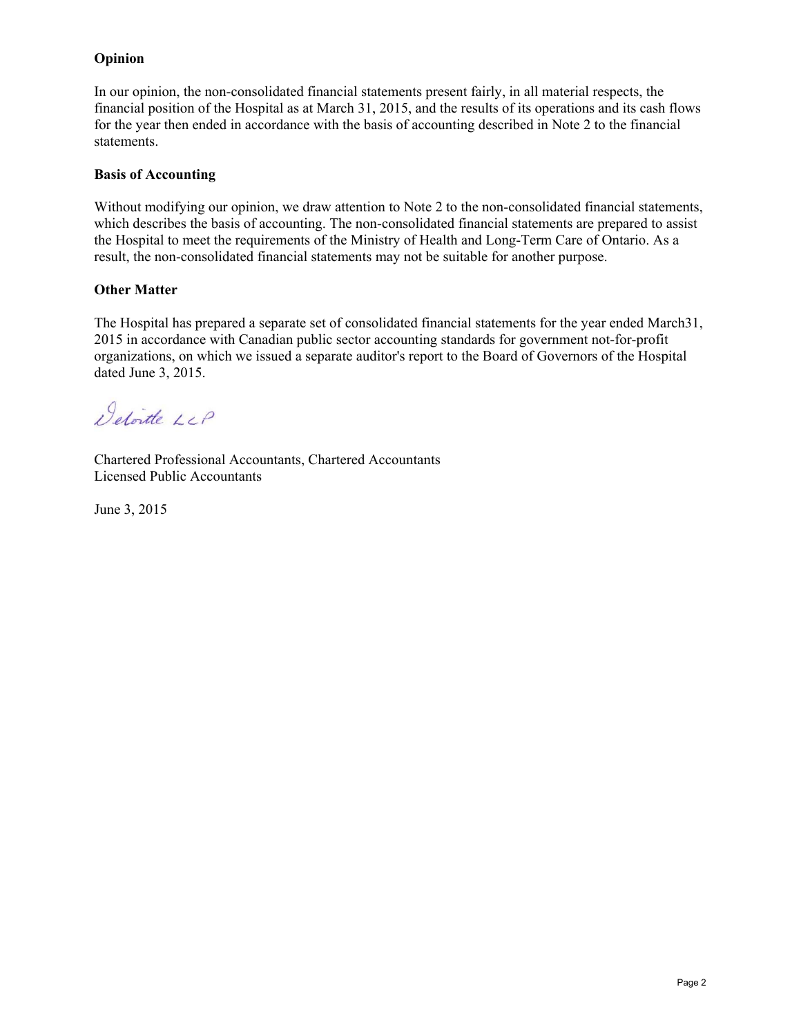**Opinion**

In our opinion, the non-consolidated financial statements present fairly, in all material respects, the financial position of the Hospital as at March 31, 2015, and the results of its operations and its cash flows for the year then ended in accordance with the basis of accounting described in Note 2 to the financial statements.

**Basis of Accounting**

Without modifying our opinion, we draw attention to Note 2 to the non-consolidated financial statements, which describes the basis of accounting. The non-consolidated financial statements are prepared to assist the Hospital to meet the requirements of the Ministry of Health and Long-Term Care of Ontario. As a result, the non-consolidated financial statements may not be suitable for another purpose.

**Other Matter**

The Hospital has prepared a separate set of consolidated financial statements for the year ended March31, 2015 in accordance with Canadian public sector accounting standards for government not-for-profit organizations, on which we issued a separate auditor's report to the Board of Governors of the Hospital dated June 3, 2015.

Deloitte LLP

Chartered Professional Accountants, Chartered Accountants
Licensed Public Accountants

June 3, 2015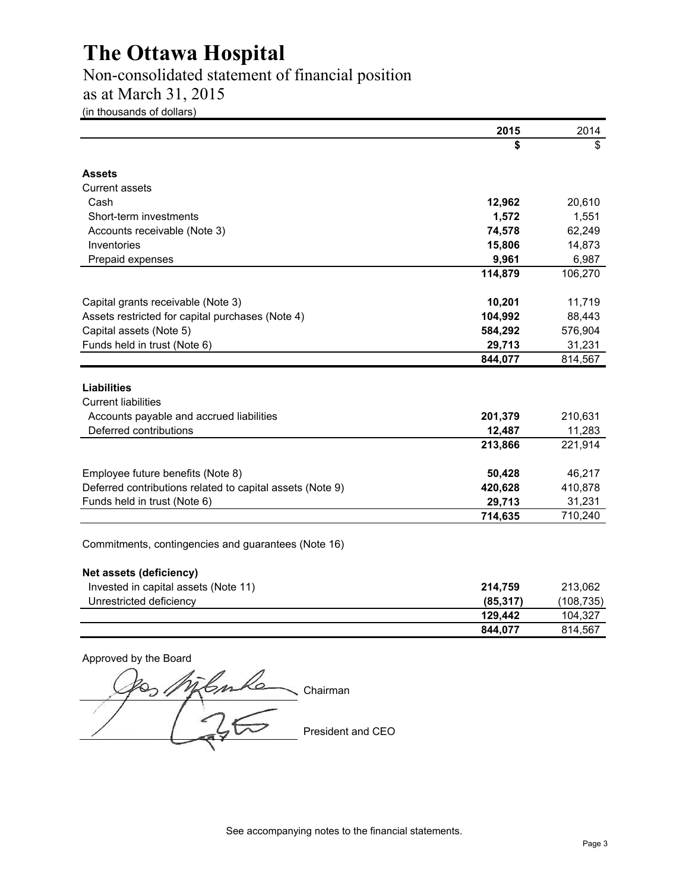# The Ottawa Hospital

## Non-consolidated statement of financial position

## as at March 31, 2015

(in thousands of dollars)

| | **2015** | 2014 |
|---|---|---|
| | **$** | $ |
| **Assets** | | |
| Current assets | | |
| Cash | **12,962** | 20,610 |
| Short-term investments | **1,572** | 1,551 |
| Accounts receivable (Note 3) | **74,578** | 62,249 |
| Inventories | **15,806** | 14,873 |
| Prepaid expenses | **9,961** | 6,987 |
| | **114,879** | 106,270 |
| Capital grants receivable (Note 3) | **10,201** | 11,719 |
| Assets restricted for capital purchases (Note 4) | **104,992** | 88,443 |
| Capital assets (Note 5) | **584,292** | 576,904 |
| Funds held in trust (Note 6) | **29,713** | 31,231 |
| | **844,077** | 814,567 |
| **Liabilities** | | |
| Current liabilities | | |
| Accounts payable and accrued liabilities | **201,379** | 210,631 |
| Deferred contributions | **12,487** | 11,283 |
| | **213,866** | 221,914 |
| Employee future benefits (Note 8) | **50,428** | 46,217 |
| Deferred contributions related to capital assets (Note 9) | **420,628** | 410,878 |
| Funds held in trust (Note 6) | **29,713** | 31,231 |
| | **714,635** | 710,240 |
| Commitments, contingencies and guarantees (Note 16) | | |
| **Net assets (deficiency)** | | |
| Invested in capital assets (Note 11) | **214,759** | 213,062 |
| Unrestricted deficiency | **(85,317)** | (108,735) |
| | **129,442** | 104,327 |
| | **844,077** | 814,567 |

Approved by the Board

_______________________ Chairman

_______________________ President and CEO

See accompanying notes to the financial statements.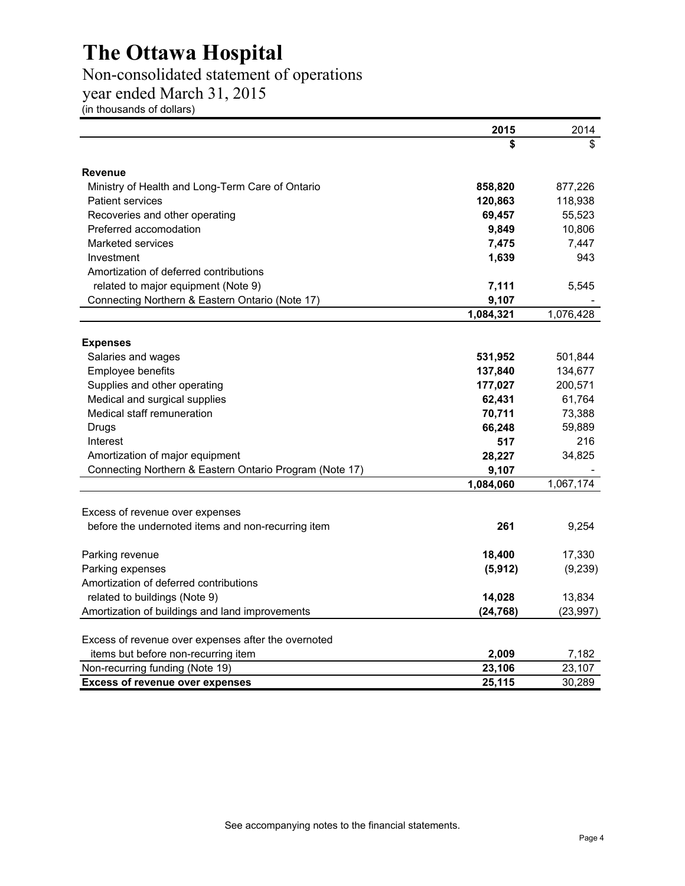# The Ottawa Hospital

## Non-consolidated statement of operations

## year ended March 31, 2015

(in thousands of dollars)

| | **2015** | 2014 |
|---|---|---|
| | **$** | $ |
| **Revenue** | | |
| Ministry of Health and Long-Term Care of Ontario | **858,820** | 877,226 |
| Patient services | **120,863** | 118,938 |
| Recoveries and other operating | **69,457** | 55,523 |
| Preferred accomodation | **9,849** | 10,806 |
| Marketed services | **7,475** | 7,447 |
| Investment | **1,639** | 943 |
| Amortization of deferred contributions related to major equipment (Note 9) | **7,111** | 5,545 |
| Connecting Northern & Eastern Ontario (Note 17) | **9,107** | - |
| | **1,084,321** | 1,076,428 |
| **Expenses** | | |
| Salaries and wages | **531,952** | 501,844 |
| Employee benefits | **137,840** | 134,677 |
| Supplies and other operating | **177,027** | 200,571 |
| Medical and surgical supplies | **62,431** | 61,764 |
| Medical staff remuneration | **70,711** | 73,388 |
| Drugs | **66,248** | 59,889 |
| Interest | **517** | 216 |
| Amortization of major equipment | **28,227** | 34,825 |
| Connecting Northern & Eastern Ontario Program (Note 17) | **9,107** | - |
| | **1,084,060** | 1,067,174 |
| Excess of revenue over expenses before the undernoted items and non-recurring item | **261** | 9,254 |
| Parking revenue | **18,400** | 17,330 |
| Parking expenses | **(5,912)** | (9,239) |
| Amortization of deferred contributions related to buildings (Note 9) | **14,028** | 13,834 |
| Amortization of buildings and land improvements | **(24,768)** | (23,997) |
| Excess of revenue over expenses after the overnoted items but before non-recurring item | **2,009** | 7,182 |
| Non-recurring funding (Note 19) | **23,106** | 23,107 |
| **Excess of revenue over expenses** | **25,115** | 30,289 |

See accompanying notes to the financial statements.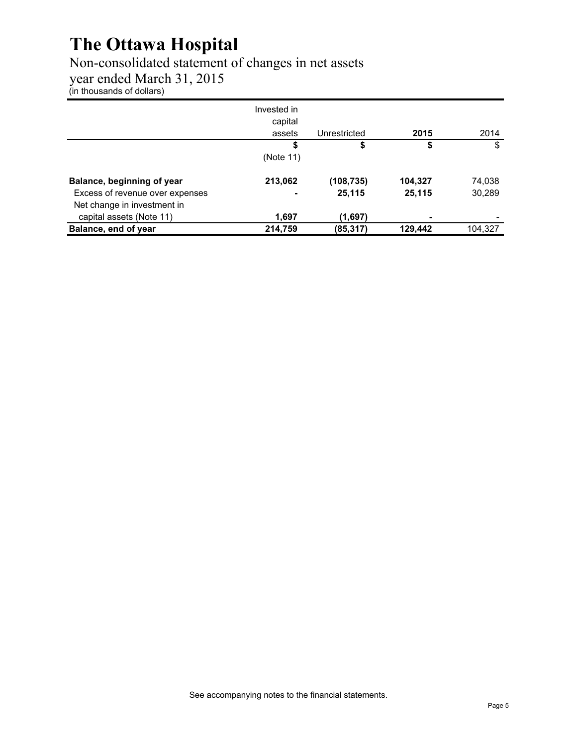# The Ottawa Hospital

Non-consolidated statement of changes in net assets
year ended March 31, 2015
(in thousands of dollars)

| | Invested in capital assets | Unrestricted | **2015** | 2014 |
|---|---|---|---|---|
| | **$** (Note 11) | **$** | **$** | $ |
| **Balance, beginning of year** | **213,062** | **(108,735)** | **104,327** | 74,038 |
| Excess of revenue over expenses | **-** | **25,115** | **25,115** | 30,289 |
| Net change in investment in capital assets (Note 11) | **1,697** | **(1,697)** | **-** | - |
| **Balance, end of year** | **214,759** | **(85,317)** | **129,442** | 104,327 |

See accompanying notes to the financial statements.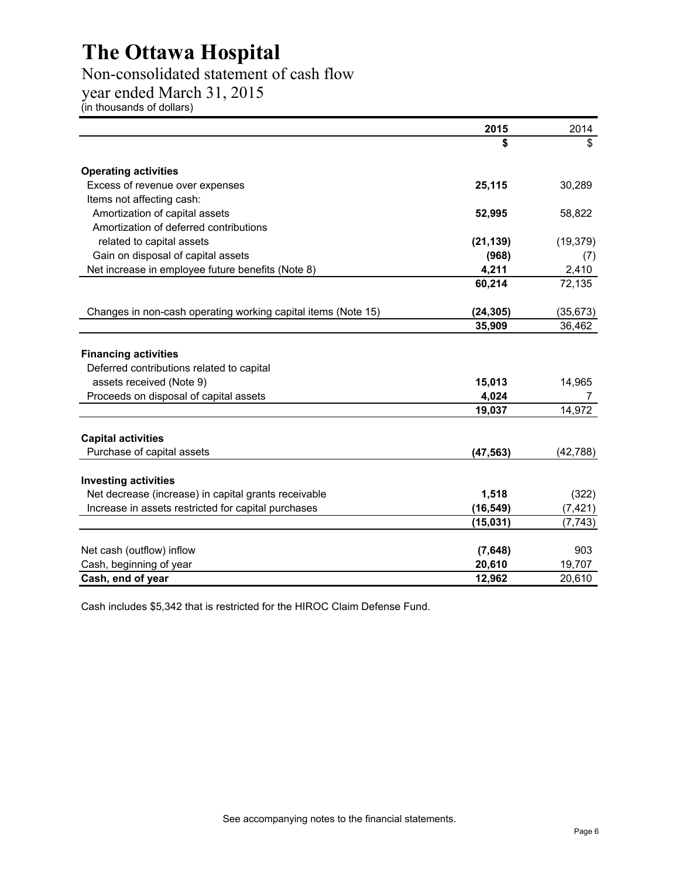# The Ottawa Hospital

## Non-consolidated statement of cash flow

## year ended March 31, 2015

(in thousands of dollars)

| | 2015 | 2014 |
|---|---|---|
| | **$** | $ |
| **Operating activities** | | |
| Excess of revenue over expenses | **25,115** | 30,289 |
| Items not affecting cash: | | |
| Amortization of capital assets | **52,995** | 58,822 |
| Amortization of deferred contributions related to capital assets | **(21,139)** | (19,379) |
| Gain on disposal of capital assets | **(968)** | (7) |
| Net increase in employee future benefits (Note 8) | **4,211** | 2,410 |
| | **60,214** | 72,135 |
| Changes in non-cash operating working capital items (Note 15) | **(24,305)** | (35,673) |
| | **35,909** | 36,462 |
| **Financing activities** | | |
| Deferred contributions related to capital assets received (Note 9) | **15,013** | 14,965 |
| Proceeds on disposal of capital assets | **4,024** | 7 |
| | **19,037** | 14,972 |
| **Capital activities** | | |
| Purchase of capital assets | **(47,563)** | (42,788) |
| **Investing activities** | | |
| Net decrease (increase) in capital grants receivable | **1,518** | (322) |
| Increase in assets restricted for capital purchases | **(16,549)** | (7,421) |
| | **(15,031)** | (7,743) |
| Net cash (outflow) inflow | **(7,648)** | 903 |
| Cash, beginning of year | **20,610** | 19,707 |
| **Cash, end of year** | **12,962** | 20,610 |

Cash includes $5,342 that is restricted for the HIROC Claim Defense Fund.

See accompanying notes to the financial statements.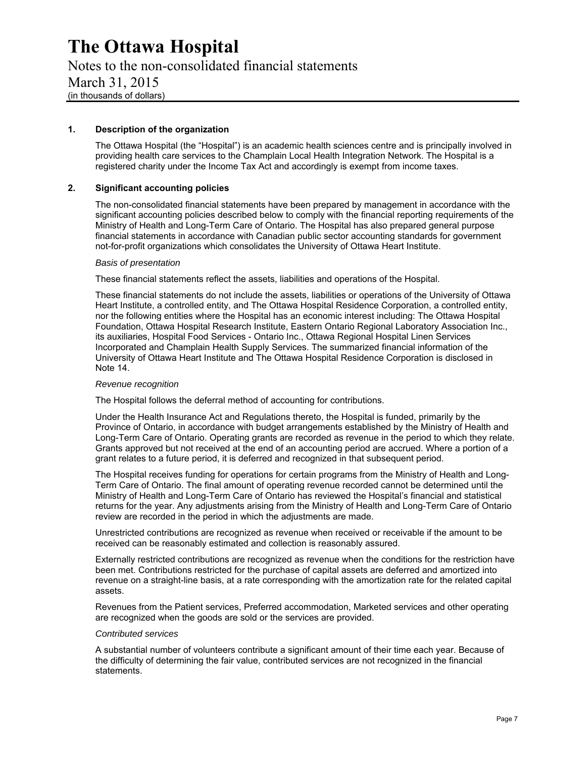# The Ottawa Hospital

Notes to the non-consolidated financial statements

March 31, 2015

(in thousands of dollars)

## 1. Description of the organization

The Ottawa Hospital (the "Hospital") is an academic health sciences centre and is principally involved in providing health care services to the Champlain Local Health Integration Network. The Hospital is a registered charity under the Income Tax Act and accordingly is exempt from income taxes.

## 2. Significant accounting policies

The non-consolidated financial statements have been prepared by management in accordance with the significant accounting policies described below to comply with the financial reporting requirements of the Ministry of Health and Long-Term Care of Ontario. The Hospital has also prepared general purpose financial statements in accordance with Canadian public sector accounting standards for government not-for-profit organizations which consolidates the University of Ottawa Heart Institute.

*Basis of presentation*

These financial statements reflect the assets, liabilities and operations of the Hospital.

These financial statements do not include the assets, liabilities or operations of the University of Ottawa Heart Institute, a controlled entity, and The Ottawa Hospital Residence Corporation, a controlled entity, nor the following entities where the Hospital has an economic interest including: The Ottawa Hospital Foundation, Ottawa Hospital Research Institute, Eastern Ontario Regional Laboratory Association Inc., its auxiliaries, Hospital Food Services - Ontario Inc., Ottawa Regional Hospital Linen Services Incorporated and Champlain Health Supply Services. The summarized financial information of the University of Ottawa Heart Institute and The Ottawa Hospital Residence Corporation is disclosed in Note 14.

*Revenue recognition*

The Hospital follows the deferral method of accounting for contributions.

Under the Health Insurance Act and Regulations thereto, the Hospital is funded, primarily by the Province of Ontario, in accordance with budget arrangements established by the Ministry of Health and Long-Term Care of Ontario. Operating grants are recorded as revenue in the period to which they relate. Grants approved but not received at the end of an accounting period are accrued. Where a portion of a grant relates to a future period, it is deferred and recognized in that subsequent period.

The Hospital receives funding for operations for certain programs from the Ministry of Health and Long-Term Care of Ontario. The final amount of operating revenue recorded cannot be determined until the Ministry of Health and Long-Term Care of Ontario has reviewed the Hospital's financial and statistical returns for the year. Any adjustments arising from the Ministry of Health and Long-Term Care of Ontario review are recorded in the period in which the adjustments are made.

Unrestricted contributions are recognized as revenue when received or receivable if the amount to be received can be reasonably estimated and collection is reasonably assured.

Externally restricted contributions are recognized as revenue when the conditions for the restriction have been met. Contributions restricted for the purchase of capital assets are deferred and amortized into revenue on a straight-line basis, at a rate corresponding with the amortization rate for the related capital assets.

Revenues from the Patient services, Preferred accommodation, Marketed services and other operating are recognized when the goods are sold or the services are provided.

*Contributed services*

A substantial number of volunteers contribute a significant amount of their time each year. Because of the difficulty of determining the fair value, contributed services are not recognized in the financial statements.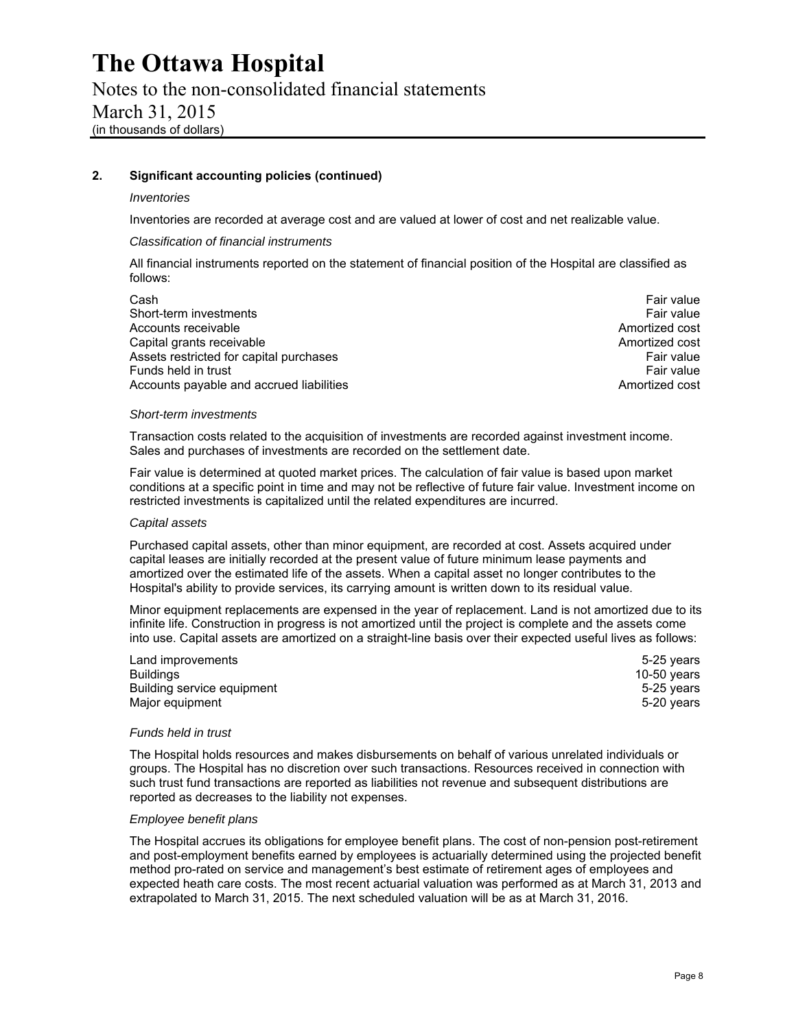## 2. Significant accounting policies (continued)

*Inventories*

Inventories are recorded at average cost and are valued at lower of cost and net realizable value.

*Classification of financial instruments*

All financial instruments reported on the statement of financial position of the Hospital are classified as follows:

| | |
|---|---|
| Cash | Fair value |
| Short-term investments | Fair value |
| Accounts receivable | Amortized cost |
| Capital grants receivable | Amortized cost |
| Assets restricted for capital purchases | Fair value |
| Funds held in trust | Fair value |
| Accounts payable and accrued liabilities | Amortized cost |

*Short-term investments*

Transaction costs related to the acquisition of investments are recorded against investment income. Sales and purchases of investments are recorded on the settlement date.

Fair value is determined at quoted market prices. The calculation of fair value is based upon market conditions at a specific point in time and may not be reflective of future fair value. Investment income on restricted investments is capitalized until the related expenditures are incurred.

*Capital assets*

Purchased capital assets, other than minor equipment, are recorded at cost. Assets acquired under capital leases are initially recorded at the present value of future minimum lease payments and amortized over the estimated life of the assets. When a capital asset no longer contributes to the Hospital's ability to provide services, its carrying amount is written down to its residual value.

Minor equipment replacements are expensed in the year of replacement. Land is not amortized due to its infinite life. Construction in progress is not amortized until the project is complete and the assets come into use. Capital assets are amortized on a straight-line basis over their expected useful lives as follows:

| | |
|---|---|
| Land improvements | 5-25 years |
| Buildings | 10-50 years |
| Building service equipment | 5-25 years |
| Major equipment | 5-20 years |

*Funds held in trust*

The Hospital holds resources and makes disbursements on behalf of various unrelated individuals or groups. The Hospital has no discretion over such transactions. Resources received in connection with such trust fund transactions are reported as liabilities not revenue and subsequent distributions are reported as decreases to the liability not expenses.

*Employee benefit plans*

The Hospital accrues its obligations for employee benefit plans. The cost of non-pension post-retirement and post-employment benefits earned by employees is actuarially determined using the projected benefit method pro-rated on service and management's best estimate of retirement ages of employees and expected heath care costs. The most recent actuarial valuation was performed as at March 31, 2013 and extrapolated to March 31, 2015. The next scheduled valuation will be as at March 31, 2016.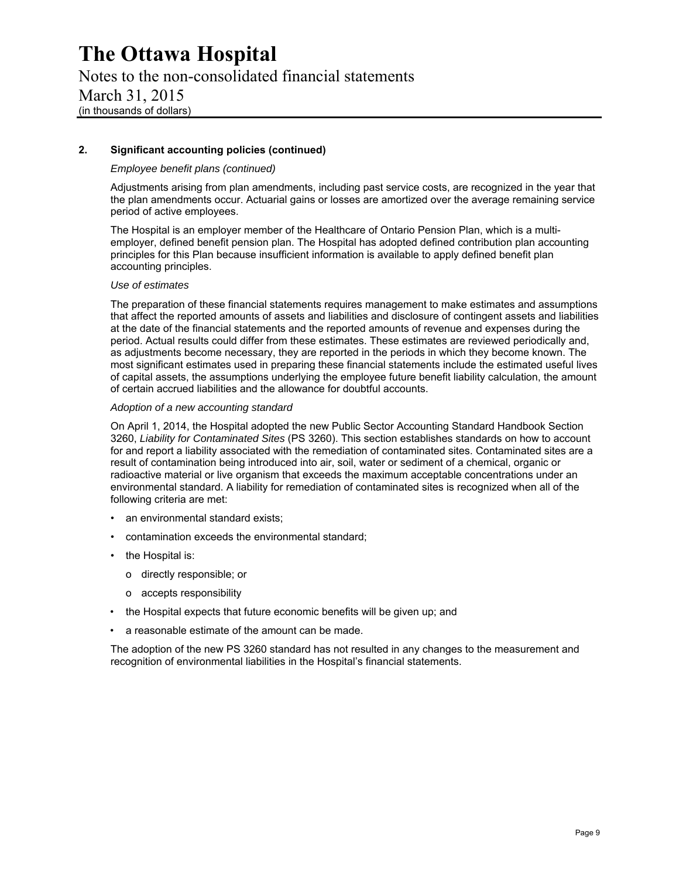## 2. Significant accounting policies (continued)

*Employee benefit plans (continued)*

Adjustments arising from plan amendments, including past service costs, are recognized in the year that the plan amendments occur. Actuarial gains or losses are amortized over the average remaining service period of active employees.

The Hospital is an employer member of the Healthcare of Ontario Pension Plan, which is a multi-employer, defined benefit pension plan. The Hospital has adopted defined contribution plan accounting principles for this Plan because insufficient information is available to apply defined benefit plan accounting principles.

*Use of estimates*

The preparation of these financial statements requires management to make estimates and assumptions that affect the reported amounts of assets and liabilities and disclosure of contingent assets and liabilities at the date of the financial statements and the reported amounts of revenue and expenses during the period. Actual results could differ from these estimates. These estimates are reviewed periodically and, as adjustments become necessary, they are reported in the periods in which they become known. The most significant estimates used in preparing these financial statements include the estimated useful lives of capital assets, the assumptions underlying the employee future benefit liability calculation, the amount of certain accrued liabilities and the allowance for doubtful accounts.

*Adoption of a new accounting standard*

On April 1, 2014, the Hospital adopted the new Public Sector Accounting Standard Handbook Section 3260, *Liability for Contaminated Sites* (PS 3260). This section establishes standards on how to account for and report a liability associated with the remediation of contaminated sites. Contaminated sites are a result of contamination being introduced into air, soil, water or sediment of a chemical, organic or radioactive material or live organism that exceeds the maximum acceptable concentrations under an environmental standard. A liability for remediation of contaminated sites is recognized when all of the following criteria are met:

- an environmental standard exists;
- contamination exceeds the environmental standard;
- the Hospital is:
  - directly responsible; or
  - accepts responsibility
- the Hospital expects that future economic benefits will be given up; and
- a reasonable estimate of the amount can be made.

The adoption of the new PS 3260 standard has not resulted in any changes to the measurement and recognition of environmental liabilities in the Hospital's financial statements.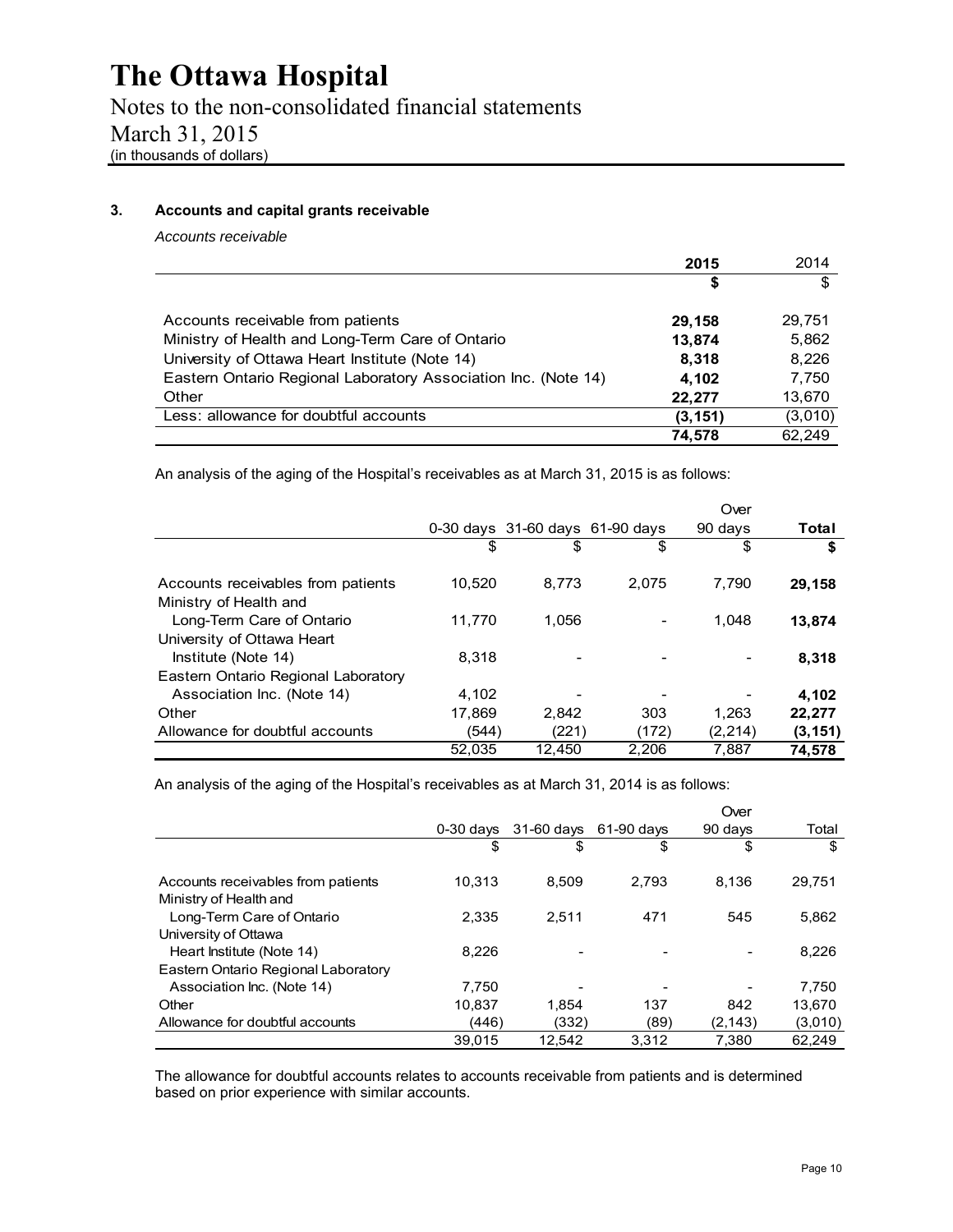# The Ottawa Hospital

Notes to the non-consolidated financial statements

March 31, 2015

(in thousands of dollars)

## 3. Accounts and capital grants receivable

*Accounts receivable*

| | **2015** | 2014 |
|---|---|---|
| | **$** | $ |
| Accounts receivable from patients | **29,158** | 29,751 |
| Ministry of Health and Long-Term Care of Ontario | **13,874** | 5,862 |
| University of Ottawa Heart Institute (Note 14) | **8,318** | 8,226 |
| Eastern Ontario Regional Laboratory Association Inc. (Note 14) | **4,102** | 7,750 |
| Other | **22,277** | 13,670 |
| Less: allowance for doubtful accounts | **(3,151)** | (3,010) |
| | **74,578** | 62,249 |

An analysis of the aging of the Hospital's receivables as at March 31, 2015 is as follows:

| | 0-30 days | 31-60 days | 61-90 days | Over 90 days | **Total** |
|---|---|---|---|---|---|
| | $ | $ | $ | $ | **$** |
| Accounts receivables from patients | 10,520 | 8,773 | 2,075 | 7,790 | **29,158** |
| Ministry of Health and Long-Term Care of Ontario | 11,770 | 1,056 | - | 1,048 | **13,874** |
| University of Ottawa Heart Institute (Note 14) | 8,318 | - | - | - | **8,318** |
| Eastern Ontario Regional Laboratory Association Inc. (Note 14) | 4,102 | - | - | - | **4,102** |
| Other | 17,869 | 2,842 | 303 | 1,263 | **22,277** |
| Allowance for doubtful accounts | (544) | (221) | (172) | (2,214) | **(3,151)** |
| | 52,035 | 12,450 | 2,206 | 7,887 | **74,578** |

An analysis of the aging of the Hospital's receivables as at March 31, 2014 is as follows:

| | 0-30 days | 31-60 days | 61-90 days | Over 90 days | Total |
|---|---|---|---|---|---|
| | $ | $ | $ | $ | $ |
| Accounts receivables from patients | 10,313 | 8,509 | 2,793 | 8,136 | 29,751 |
| Ministry of Health and Long-Term Care of Ontario | 2,335 | 2,511 | 471 | 545 | 5,862 |
| University of Ottawa Heart Institute (Note 14) | 8,226 | - | - | - | 8,226 |
| Eastern Ontario Regional Laboratory Association Inc. (Note 14) | 7,750 | - | - | - | 7,750 |
| Other | 10,837 | 1,854 | 137 | 842 | 13,670 |
| Allowance for doubtful accounts | (446) | (332) | (89) | (2,143) | (3,010) |
| | 39,015 | 12,542 | 3,312 | 7,380 | 62,249 |

The allowance for doubtful accounts relates to accounts receivable from patients and is determined based on prior experience with similar accounts.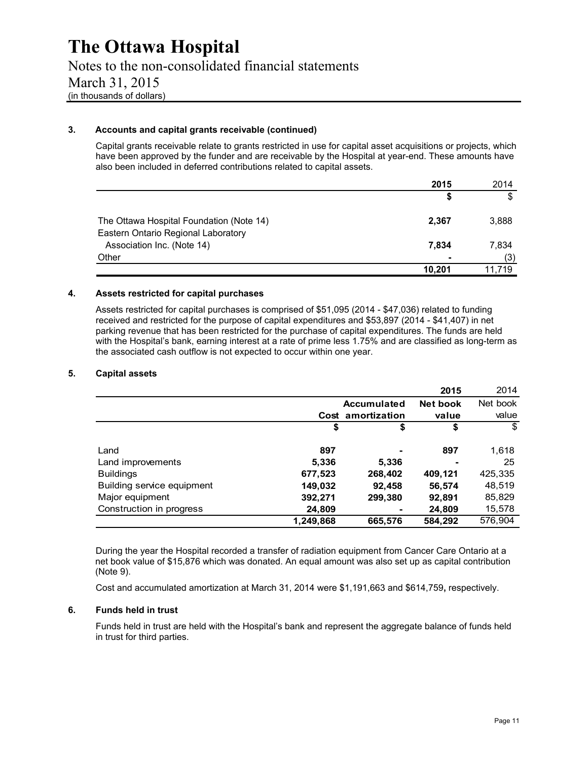# The Ottawa Hospital

Notes to the non-consolidated financial statements

March 31, 2015

(in thousands of dollars)

## 3. Accounts and capital grants receivable (continued)

Capital grants receivable relate to grants restricted in use for capital asset acquisitions or projects, which have been approved by the funder and are receivable by the Hospital at year-end. These amounts have also been included in deferred contributions related to capital assets.

| | 2015 | 2014 |
|---|---|---|
| | $ | $ |
| The Ottawa Hospital Foundation (Note 14) | 2,367 | 3,888 |
| Eastern Ontario Regional Laboratory Association Inc. (Note 14) | 7,834 | 7,834 |
| Other | - | (3) |
| | 10,201 | 11,719 |

## 4. Assets restricted for capital purchases

Assets restricted for capital purchases is comprised of $51,095 (2014 - $47,036) related to funding received and restricted for the purpose of capital expenditures and $53,897 (2014 - $41,407) in net parking revenue that has been restricted for the purchase of capital expenditures. The funds are held with the Hospital's bank, earning interest at a rate of prime less 1.75% and are classified as long-term as the associated cash outflow is not expected to occur within one year.

## 5. Capital assets

| | | | 2015 | 2014 |
|---|---|---|---|---|
| | Cost | Accumulated amortization | Net book value | Net book value |
| | $ | $ | $ | $ |
| Land | 897 | - | 897 | 1,618 |
| Land improvements | 5,336 | 5,336 | - | 25 |
| Buildings | 677,523 | 268,402 | 409,121 | 425,335 |
| Building service equipment | 149,032 | 92,458 | 56,574 | 48,519 |
| Major equipment | 392,271 | 299,380 | 92,891 | 85,829 |
| Construction in progress | 24,809 | - | 24,809 | 15,578 |
| | 1,249,868 | 665,576 | 584,292 | 576,904 |

During the year the Hospital recorded a transfer of radiation equipment from Cancer Care Ontario at a net book value of $15,876 which was donated. An equal amount was also set up as capital contribution (Note 9).

Cost and accumulated amortization at March 31, 2014 were $1,191,663 and $614,759**,** respectively.

## 6. Funds held in trust

Funds held in trust are held with the Hospital's bank and represent the aggregate balance of funds held in trust for third parties.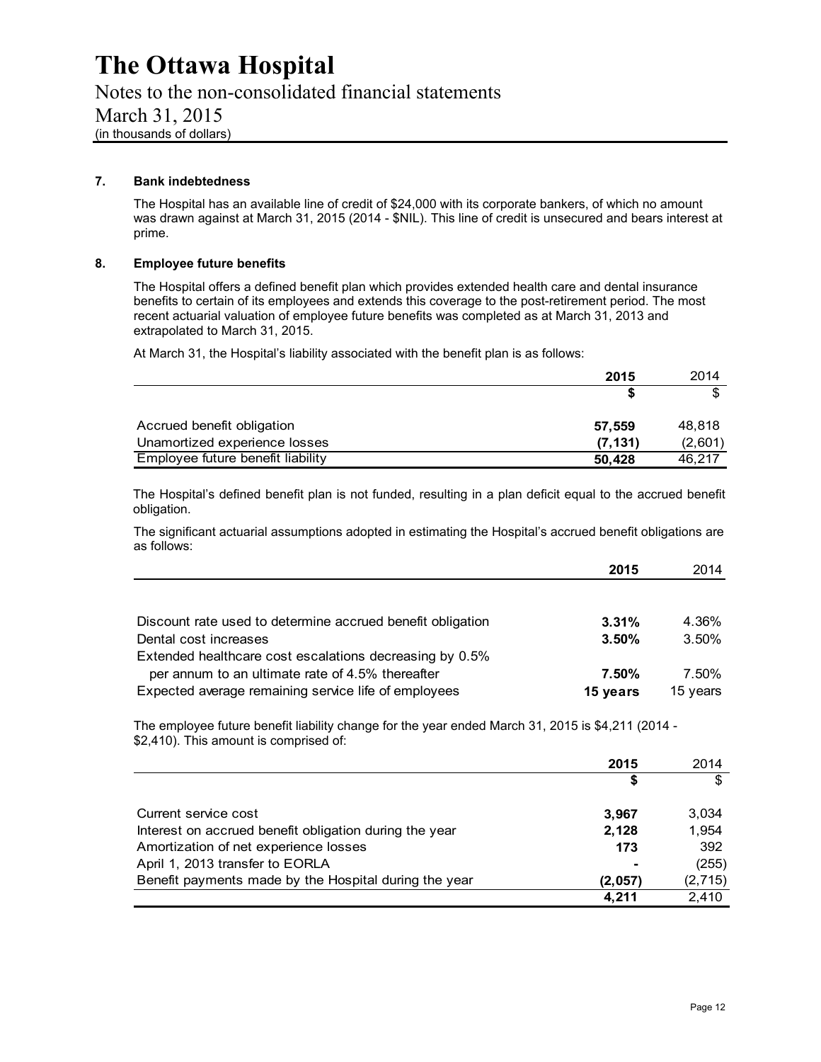# The Ottawa Hospital

Notes to the non-consolidated financial statements

March 31, 2015

(in thousands of dollars)

## 7. Bank indebtedness

The Hospital has an available line of credit of $24,000 with its corporate bankers, of which no amount was drawn against at March 31, 2015 (2014 - $NIL). This line of credit is unsecured and bears interest at prime.

## 8. Employee future benefits

The Hospital offers a defined benefit plan which provides extended health care and dental insurance benefits to certain of its employees and extends this coverage to the post-retirement period. The most recent actuarial valuation of employee future benefits was completed as at March 31, 2013 and extrapolated to March 31, 2015.

At March 31, the Hospital's liability associated with the benefit plan is as follows:

| | **2015** | 2014 |
|---|---|---|
| | **$** | $ |
| Accrued benefit obligation | **57,559** | 48,818 |
| Unamortized experience losses | **(7,131)** | (2,601) |
| Employee future benefit liability | **50,428** | 46,217 |

The Hospital's defined benefit plan is not funded, resulting in a plan deficit equal to the accrued benefit obligation.

The significant actuarial assumptions adopted in estimating the Hospital's accrued benefit obligations are as follows:

| | **2015** | 2014 |
|---|---|---|
| Discount rate used to determine accrued benefit obligation | **3.31%** | 4.36% |
| Dental cost increases | **3.50%** | 3.50% |
| Extended healthcare cost escalations decreasing by 0.5% per annum to an ultimate rate of 4.5% thereafter | **7.50%** | 7.50% |
| Expected average remaining service life of employees | **15 years** | 15 years |

The employee future benefit liability change for the year ended March 31, 2015 is $4,211 (2014 - $2,410). This amount is comprised of:

| | **2015** | 2014 |
|---|---|---|
| | **$** | $ |
| Current service cost | **3,967** | 3,034 |
| Interest on accrued benefit obligation during the year | **2,128** | 1,954 |
| Amortization of net experience losses | **173** | 392 |
| April 1, 2013 transfer to EORLA | **-** | (255) |
| Benefit payments made by the Hospital during the year | **(2,057)** | (2,715) |
| | **4,211** | 2,410 |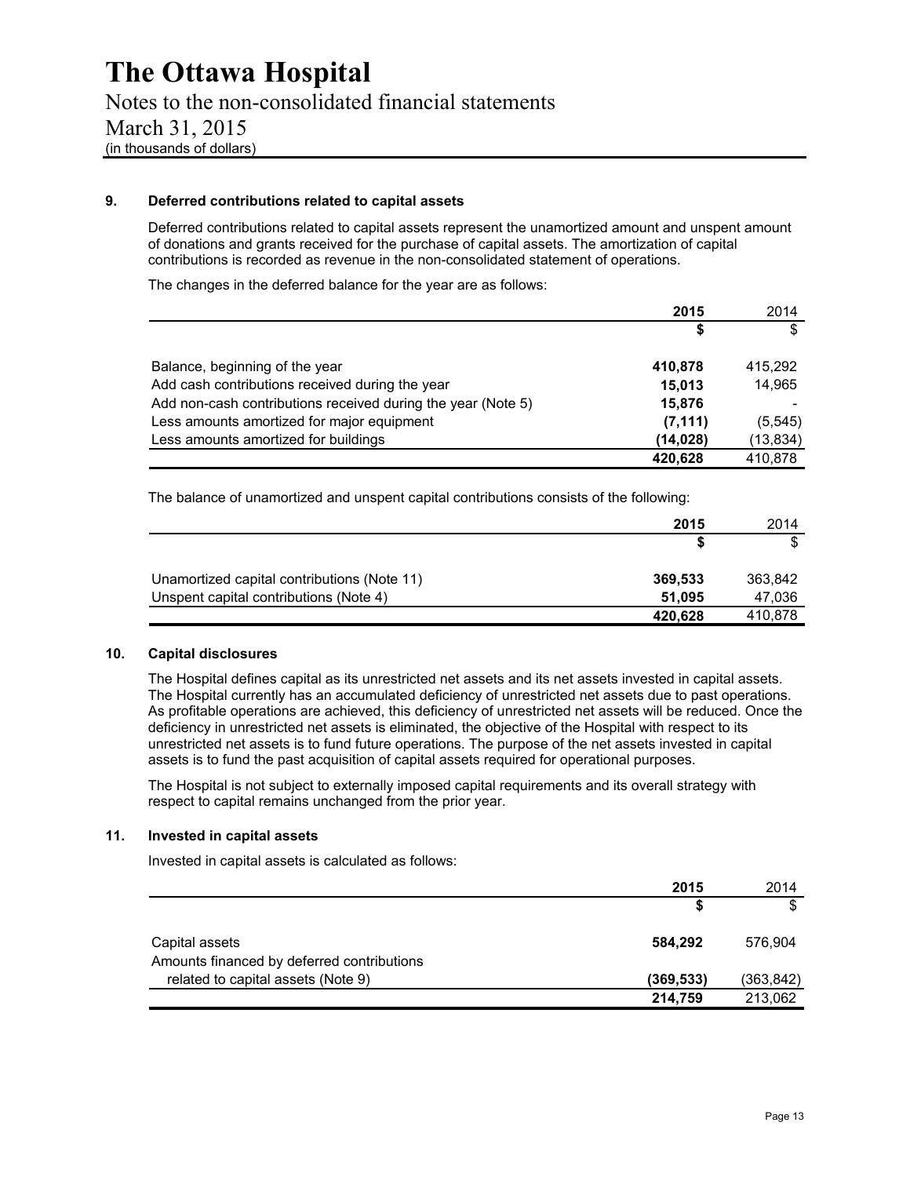# The Ottawa Hospital

Notes to the non-consolidated financial statements

March 31, 2015

(in thousands of dollars)

## 9. Deferred contributions related to capital assets

Deferred contributions related to capital assets represent the unamortized amount and unspent amount of donations and grants received for the purchase of capital assets. The amortization of capital contributions is recorded as revenue in the non-consolidated statement of operations.

The changes in the deferred balance for the year are as follows:

| | **2015** | 2014 |
|---|---|---|
| | **$** | $ |
| Balance, beginning of the year | **410,878** | 415,292 |
| Add cash contributions received during the year | **15,013** | 14,965 |
| Add non-cash contributions received during the year (Note 5) | **15,876** | - |
| Less amounts amortized for major equipment | **(7,111)** | (5,545) |
| Less amounts amortized for buildings | **(14,028)** | (13,834) |
| | **420,628** | 410,878 |

The balance of unamortized and unspent capital contributions consists of the following:

| | **2015** | 2014 |
|---|---|---|
| | **$** | $ |
| Unamortized capital contributions (Note 11) | **369,533** | 363,842 |
| Unspent capital contributions (Note 4) | **51,095** | 47,036 |
| | **420,628** | 410,878 |

## 10. Capital disclosures

The Hospital defines capital as its unrestricted net assets and its net assets invested in capital assets. The Hospital currently has an accumulated deficiency of unrestricted net assets due to past operations. As profitable operations are achieved, this deficiency of unrestricted net assets will be reduced. Once the deficiency in unrestricted net assets is eliminated, the objective of the Hospital with respect to its unrestricted net assets is to fund future operations. The purpose of the net assets invested in capital assets is to fund the past acquisition of capital assets required for operational purposes.

The Hospital is not subject to externally imposed capital requirements and its overall strategy with respect to capital remains unchanged from the prior year.

## 11. Invested in capital assets

Invested in capital assets is calculated as follows:

| | **2015** | 2014 |
|---|---|---|
| | **$** | $ |
| Capital assets | **584,292** | 576,904 |
| Amounts financed by deferred contributions related to capital assets (Note 9) | **(369,533)** | (363,842) |
| | **214,759** | 213,062 |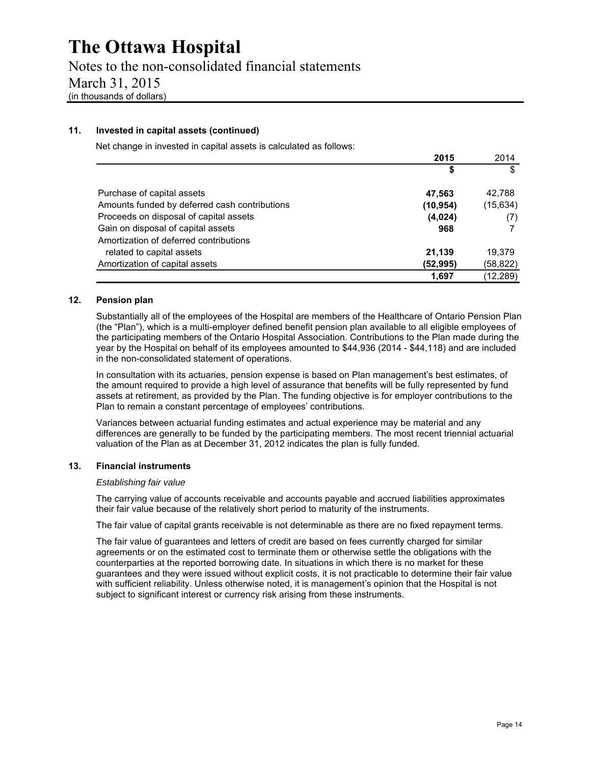# The Ottawa Hospital

Notes to the non-consolidated financial statements

March 31, 2015

(in thousands of dollars)

## 11. Invested in capital assets (continued)

Net change in invested in capital assets is calculated as follows:

| | **2015** | 2014 |
|---|---|---|
| | **$** | $ |
| Purchase of capital assets | **47,563** | 42,788 |
| Amounts funded by deferred cash contributions | **(10,954)** | (15,634) |
| Proceeds on disposal of capital assets | **(4,024)** | (7) |
| Gain on disposal of capital assets | **968** | 7 |
| Amortization of deferred contributions related to capital assets | **21,139** | 19,379 |
| Amortization of capital assets | **(52,995)** | (58,822) |
| | **1,697** | (12,289) |

## 12. Pension plan

Substantially all of the employees of the Hospital are members of the Healthcare of Ontario Pension Plan (the "Plan"), which is a multi-employer defined benefit pension plan available to all eligible employees of the participating members of the Ontario Hospital Association. Contributions to the Plan made during the year by the Hospital on behalf of its employees amounted to $44,936 (2014 - $44,118) and are included in the non-consolidated statement of operations.

In consultation with its actuaries, pension expense is based on Plan management's best estimates, of the amount required to provide a high level of assurance that benefits will be fully represented by fund assets at retirement, as provided by the Plan. The funding objective is for employer contributions to the Plan to remain a constant percentage of employees' contributions.

Variances between actuarial funding estimates and actual experience may be material and any differences are generally to be funded by the participating members. The most recent triennial actuarial valuation of the Plan as at December 31, 2012 indicates the plan is fully funded.

## 13. Financial instruments

*Establishing fair value*

The carrying value of accounts receivable and accounts payable and accrued liabilities approximates their fair value because of the relatively short period to maturity of the instruments.

The fair value of capital grants receivable is not determinable as there are no fixed repayment terms.

The fair value of guarantees and letters of credit are based on fees currently charged for similar agreements or on the estimated cost to terminate them or otherwise settle the obligations with the counterparties at the reported borrowing date. In situations in which there is no market for these guarantees and they were issued without explicit costs, it is not practicable to determine their fair value with sufficient reliability. Unless otherwise noted, it is management's opinion that the Hospital is not subject to significant interest or currency risk arising from these instruments.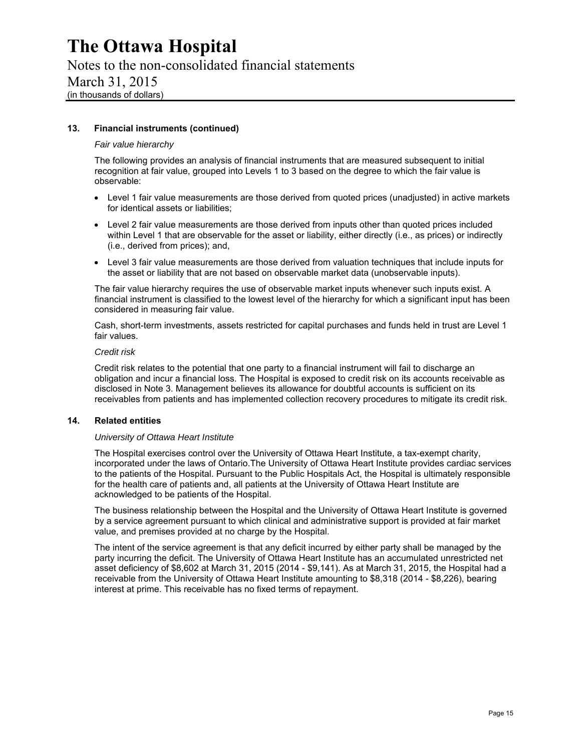# The Ottawa Hospital

Notes to the non-consolidated financial statements
March 31, 2015
(in thousands of dollars)

## 13. Financial instruments (continued)

*Fair value hierarchy*

The following provides an analysis of financial instruments that are measured subsequent to initial recognition at fair value, grouped into Levels 1 to 3 based on the degree to which the fair value is observable:

- Level 1 fair value measurements are those derived from quoted prices (unadjusted) in active markets for identical assets or liabilities;
- Level 2 fair value measurements are those derived from inputs other than quoted prices included within Level 1 that are observable for the asset or liability, either directly (i.e., as prices) or indirectly (i.e., derived from prices); and,
- Level 3 fair value measurements are those derived from valuation techniques that include inputs for the asset or liability that are not based on observable market data (unobservable inputs).

The fair value hierarchy requires the use of observable market inputs whenever such inputs exist. A financial instrument is classified to the lowest level of the hierarchy for which a significant input has been considered in measuring fair value.

Cash, short-term investments, assets restricted for capital purchases and funds held in trust are Level 1 fair values.

*Credit risk*

Credit risk relates to the potential that one party to a financial instrument will fail to discharge an obligation and incur a financial loss. The Hospital is exposed to credit risk on its accounts receivable as disclosed in Note 3. Management believes its allowance for doubtful accounts is sufficient on its receivables from patients and has implemented collection recovery procedures to mitigate its credit risk.

## 14. Related entities

*University of Ottawa Heart Institute*

The Hospital exercises control over the University of Ottawa Heart Institute, a tax-exempt charity, incorporated under the laws of Ontario.The University of Ottawa Heart Institute provides cardiac services to the patients of the Hospital. Pursuant to the Public Hospitals Act, the Hospital is ultimately responsible for the health care of patients and, all patients at the University of Ottawa Heart Institute are acknowledged to be patients of the Hospital.

The business relationship between the Hospital and the University of Ottawa Heart Institute is governed by a service agreement pursuant to which clinical and administrative support is provided at fair market value, and premises provided at no charge by the Hospital.

The intent of the service agreement is that any deficit incurred by either party shall be managed by the party incurring the deficit. The University of Ottawa Heart Institute has an accumulated unrestricted net asset deficiency of $8,602 at March 31, 2015 (2014 - $9,141). As at March 31, 2015, the Hospital had a receivable from the University of Ottawa Heart Institute amounting to $8,318 (2014 - $8,226), bearing interest at prime. This receivable has no fixed terms of repayment.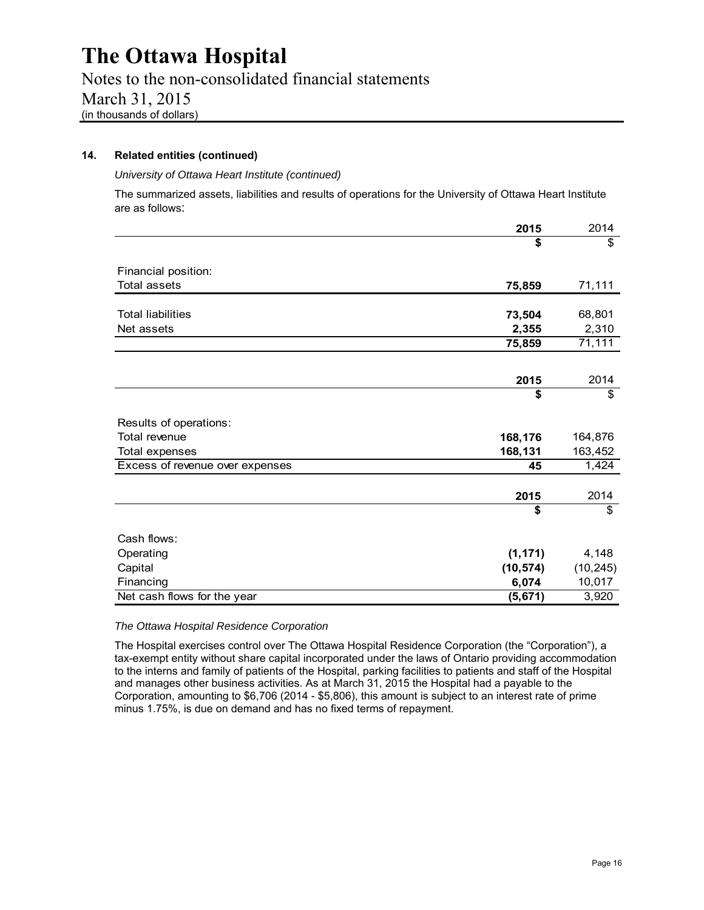# The Ottawa Hospital

Notes to the non-consolidated financial statements

March 31, 2015

(in thousands of dollars)

## 14. Related entities (continued)

*University of Ottawa Heart Institute (continued)*

The summarized assets, liabilities and results of operations for the University of Ottawa Heart Institute are as follows:

| | **2015** | 2014 |
|---|---|---|
| | **$** | $ |
| Financial position: | | |
| Total assets | **75,859** | 71,111 |
| Total liabilities | **73,504** | 68,801 |
| Net assets | **2,355** | 2,310 |
| | **75,859** | 71,111 |

| | **2015** | 2014 |
|---|---|---|
| | **$** | $ |
| Results of operations: | | |
| Total revenue | **168,176** | 164,876 |
| Total expenses | **168,131** | 163,452 |
| Excess of revenue over expenses | **45** | 1,424 |

| | **2015** | 2014 |
|---|---|---|
| | **$** | $ |
| Cash flows: | | |
| Operating | **(1,171)** | 4,148 |
| Capital | **(10,574)** | (10,245) |
| Financing | **6,074** | 10,017 |
| Net cash flows for the year | **(5,671)** | 3,920 |

*The Ottawa Hospital Residence Corporation*

The Hospital exercises control over The Ottawa Hospital Residence Corporation (the "Corporation"), a tax-exempt entity without share capital incorporated under the laws of Ontario providing accommodation to the interns and family of patients of the Hospital, parking facilities to patients and staff of the Hospital and manages other business activities. As at March 31, 2015 the Hospital had a payable to the Corporation, amounting to $6,706 (2014 - $5,806), this amount is subject to an interest rate of prime minus 1.75%, is due on demand and has no fixed terms of repayment.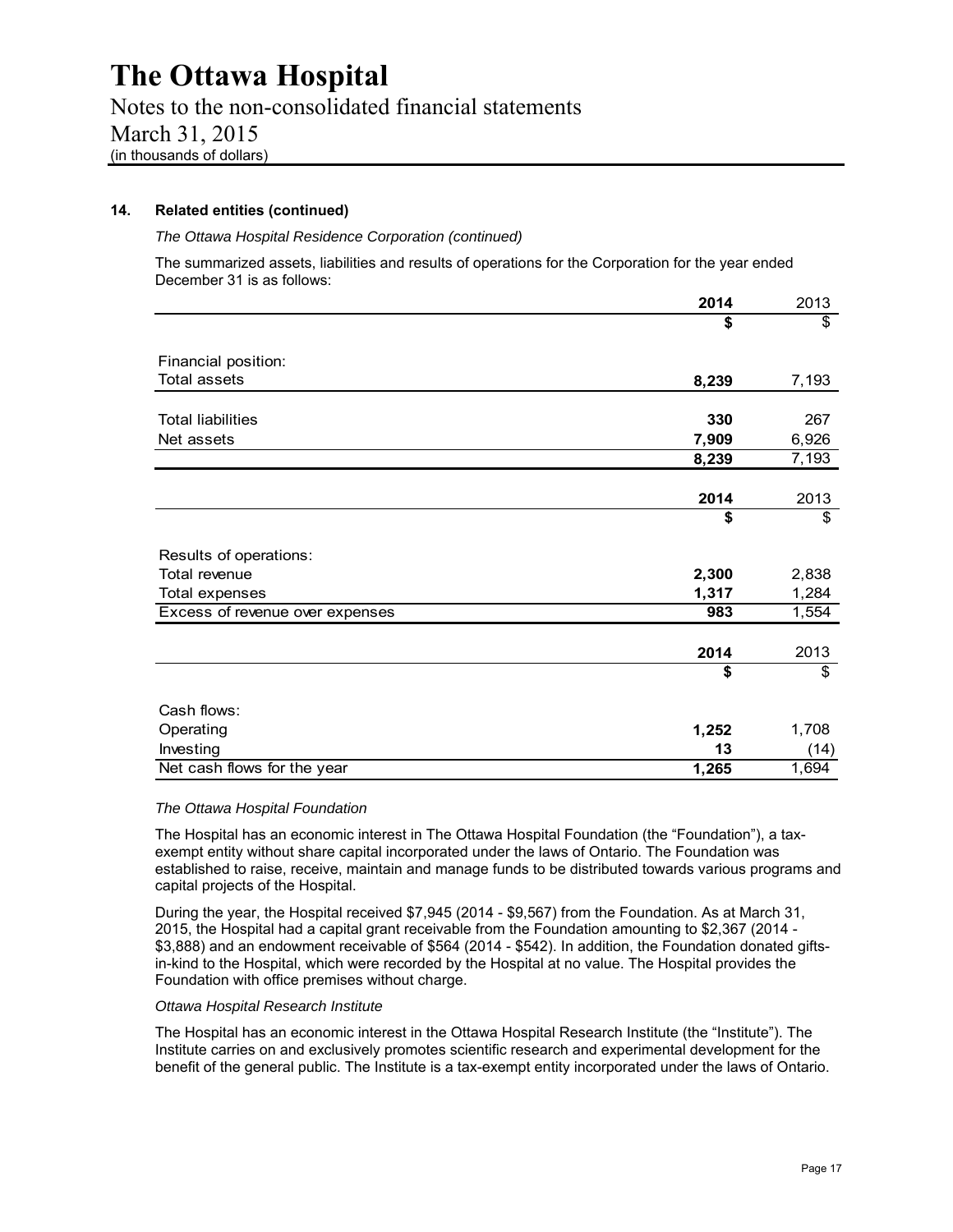### 14. Related entities (continued)

*The Ottawa Hospital Residence Corporation (continued)*

The summarized assets, liabilities and results of operations for the Corporation for the year ended December 31 is as follows:

| | 2014 | 2013 |
|---|---|---|
| | $ | $ |
| Financial position: | | |
| Total assets | 8,239 | 7,193 |
| Total liabilities | 330 | 267 |
| Net assets | 7,909 | 6,926 |
| | 8,239 | 7,193 |

| | 2014 | 2013 |
|---|---|---|
| | $ | $ |
| Results of operations: | | |
| Total revenue | 2,300 | 2,838 |
| Total expenses | 1,317 | 1,284 |
| Excess of revenue over expenses | 983 | 1,554 |

| | 2014 | 2013 |
|---|---|---|
| | $ | $ |
| Cash flows: | | |
| Operating | 1,252 | 1,708 |
| Investing | 13 | (14) |
| Net cash flows for the year | 1,265 | 1,694 |

*The Ottawa Hospital Foundation*

The Hospital has an economic interest in The Ottawa Hospital Foundation (the "Foundation"), a tax-exempt entity without share capital incorporated under the laws of Ontario. The Foundation was established to raise, receive, maintain and manage funds to be distributed towards various programs and capital projects of the Hospital.

During the year, the Hospital received $7,945 (2014 - $9,567) from the Foundation. As at March 31, 2015, the Hospital had a capital grant receivable from the Foundation amounting to $2,367 (2014 - $3,888) and an endowment receivable of $564 (2014 - $542). In addition, the Foundation donated gifts-in-kind to the Hospital, which were recorded by the Hospital at no value. The Hospital provides the Foundation with office premises without charge.

*Ottawa Hospital Research Institute*

The Hospital has an economic interest in the Ottawa Hospital Research Institute (the "Institute"). The Institute carries on and exclusively promotes scientific research and experimental development for the benefit of the general public. The Institute is a tax-exempt entity incorporated under the laws of Ontario.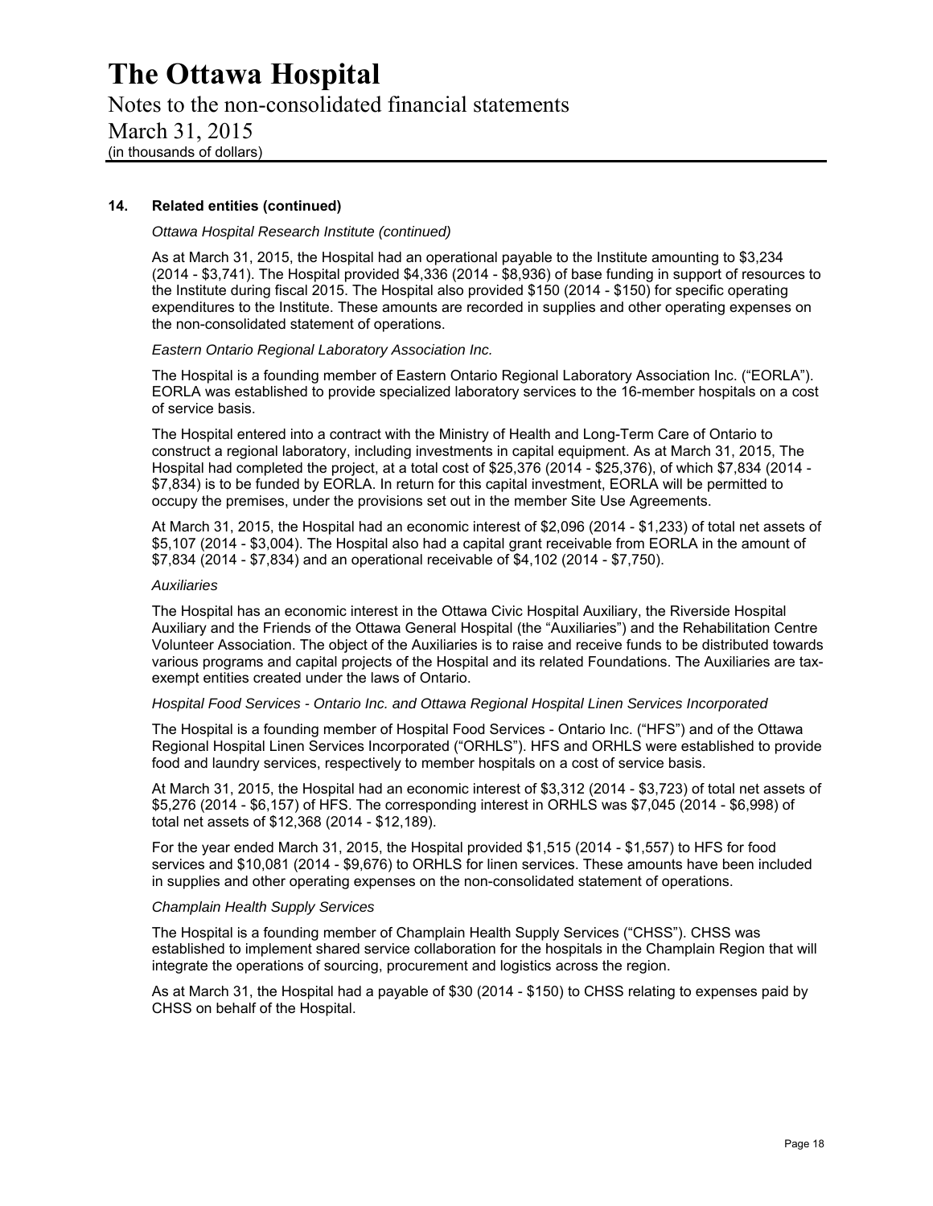## 14. Related entities (continued)

*Ottawa Hospital Research Institute (continued)*

As at March 31, 2015, the Hospital had an operational payable to the Institute amounting to $3,234 (2014 - $3,741). The Hospital provided $4,336 (2014 - $8,936) of base funding in support of resources to the Institute during fiscal 2015. The Hospital also provided $150 (2014 - $150) for specific operating expenditures to the Institute. These amounts are recorded in supplies and other operating expenses on the non-consolidated statement of operations.

*Eastern Ontario Regional Laboratory Association Inc.*

The Hospital is a founding member of Eastern Ontario Regional Laboratory Association Inc. ("EORLA"). EORLA was established to provide specialized laboratory services to the 16-member hospitals on a cost of service basis.

The Hospital entered into a contract with the Ministry of Health and Long-Term Care of Ontario to construct a regional laboratory, including investments in capital equipment. As at March 31, 2015, The Hospital had completed the project, at a total cost of $25,376 (2014 - $25,376), of which $7,834 (2014 - $7,834) is to be funded by EORLA. In return for this capital investment, EORLA will be permitted to occupy the premises, under the provisions set out in the member Site Use Agreements.

At March 31, 2015, the Hospital had an economic interest of $2,096 (2014 - $1,233) of total net assets of $5,107 (2014 - $3,004). The Hospital also had a capital grant receivable from EORLA in the amount of $7,834 (2014 - $7,834) and an operational receivable of $4,102 (2014 - $7,750).

*Auxiliaries*

The Hospital has an economic interest in the Ottawa Civic Hospital Auxiliary, the Riverside Hospital Auxiliary and the Friends of the Ottawa General Hospital (the "Auxiliaries") and the Rehabilitation Centre Volunteer Association. The object of the Auxiliaries is to raise and receive funds to be distributed towards various programs and capital projects of the Hospital and its related Foundations. The Auxiliaries are tax-exempt entities created under the laws of Ontario.

*Hospital Food Services - Ontario Inc. and Ottawa Regional Hospital Linen Services Incorporated*

The Hospital is a founding member of Hospital Food Services - Ontario Inc. ("HFS") and of the Ottawa Regional Hospital Linen Services Incorporated ("ORHLS"). HFS and ORHLS were established to provide food and laundry services, respectively to member hospitals on a cost of service basis.

At March 31, 2015, the Hospital had an economic interest of $3,312 (2014 - $3,723) of total net assets of $5,276 (2014 - $6,157) of HFS. The corresponding interest in ORHLS was $7,045 (2014 - $6,998) of total net assets of $12,368 (2014 - $12,189).

For the year ended March 31, 2015, the Hospital provided $1,515 (2014 - $1,557) to HFS for food services and $10,081 (2014 - $9,676) to ORHLS for linen services. These amounts have been included in supplies and other operating expenses on the non-consolidated statement of operations.

*Champlain Health Supply Services*

The Hospital is a founding member of Champlain Health Supply Services ("CHSS"). CHSS was established to implement shared service collaboration for the hospitals in the Champlain Region that will integrate the operations of sourcing, procurement and logistics across the region.

As at March 31, the Hospital had a payable of $30 (2014 - $150) to CHSS relating to expenses paid by CHSS on behalf of the Hospital.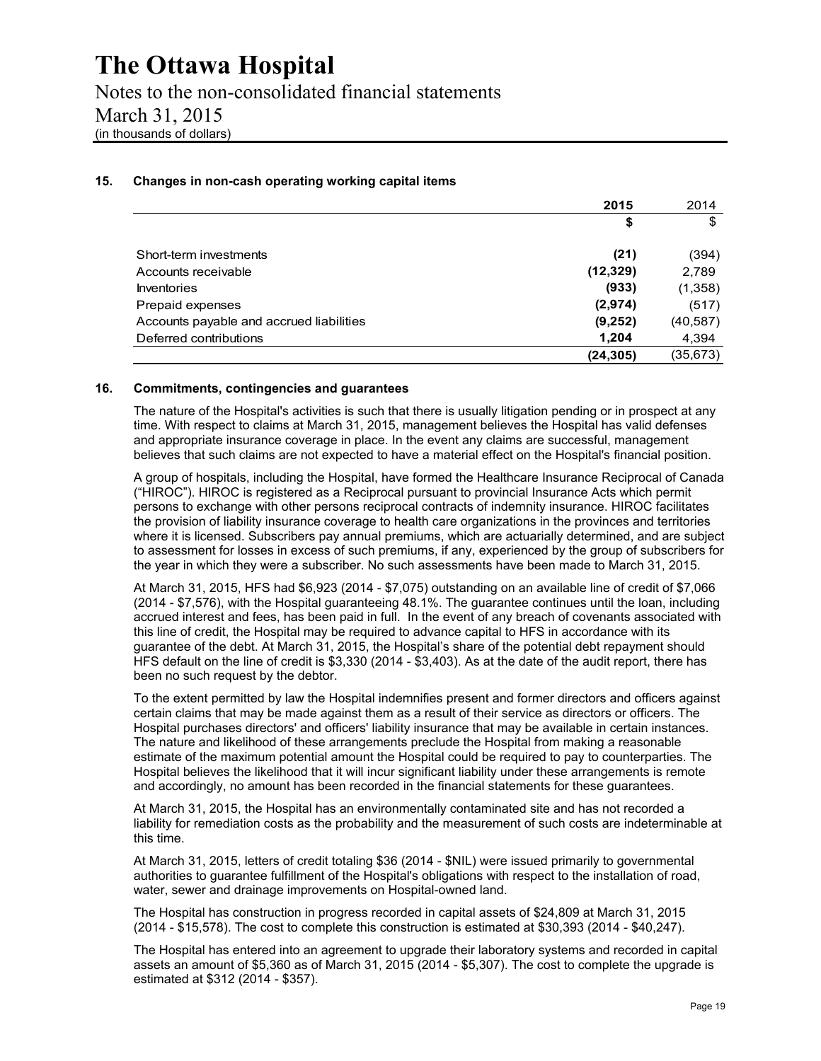## 15. Changes in non-cash operating working capital items

| | **2015** | 2014 |
|---|---|---|
| | **$** | $ |
| Short-term investments | **(21)** | (394) |
| Accounts receivable | **(12,329)** | 2,789 |
| Inventories | **(933)** | (1,358) |
| Prepaid expenses | **(2,974)** | (517) |
| Accounts payable and accrued liabilities | **(9,252)** | (40,587) |
| Deferred contributions | **1,204** | 4,394 |
| | **(24,305)** | (35,673) |

## 16. Commitments, contingencies and guarantees

The nature of the Hospital's activities is such that there is usually litigation pending or in prospect at any time. With respect to claims at March 31, 2015, management believes the Hospital has valid defenses and appropriate insurance coverage in place. In the event any claims are successful, management believes that such claims are not expected to have a material effect on the Hospital's financial position.

A group of hospitals, including the Hospital, have formed the Healthcare Insurance Reciprocal of Canada ("HIROC"). HIROC is registered as a Reciprocal pursuant to provincial Insurance Acts which permit persons to exchange with other persons reciprocal contracts of indemnity insurance. HIROC facilitates the provision of liability insurance coverage to health care organizations in the provinces and territories where it is licensed. Subscribers pay annual premiums, which are actuarially determined, and are subject to assessment for losses in excess of such premiums, if any, experienced by the group of subscribers for the year in which they were a subscriber. No such assessments have been made to March 31, 2015.

At March 31, 2015, HFS had $6,923 (2014 - $7,075) outstanding on an available line of credit of $7,066 (2014 - $7,576), with the Hospital guaranteeing 48.1%. The guarantee continues until the loan, including accrued interest and fees, has been paid in full. In the event of any breach of covenants associated with this line of credit, the Hospital may be required to advance capital to HFS in accordance with its guarantee of the debt. At March 31, 2015, the Hospital's share of the potential debt repayment should HFS default on the line of credit is $3,330 (2014 - $3,403). As at the date of the audit report, there has been no such request by the debtor.

To the extent permitted by law the Hospital indemnifies present and former directors and officers against certain claims that may be made against them as a result of their service as directors or officers. The Hospital purchases directors' and officers' liability insurance that may be available in certain instances. The nature and likelihood of these arrangements preclude the Hospital from making a reasonable estimate of the maximum potential amount the Hospital could be required to pay to counterparties. The Hospital believes the likelihood that it will incur significant liability under these arrangements is remote and accordingly, no amount has been recorded in the financial statements for these guarantees.

At March 31, 2015, the Hospital has an environmentally contaminated site and has not recorded a liability for remediation costs as the probability and the measurement of such costs are indeterminable at this time.

At March 31, 2015, letters of credit totaling $36 (2014 - $NIL) were issued primarily to governmental authorities to guarantee fulfillment of the Hospital's obligations with respect to the installation of road, water, sewer and drainage improvements on Hospital-owned land.

The Hospital has construction in progress recorded in capital assets of $24,809 at March 31, 2015 (2014 - $15,578). The cost to complete this construction is estimated at $30,393 (2014 - $40,247).

The Hospital has entered into an agreement to upgrade their laboratory systems and recorded in capital assets an amount of $5,360 as of March 31, 2015 (2014 - $5,307). The cost to complete the upgrade is estimated at $312 (2014 - $357).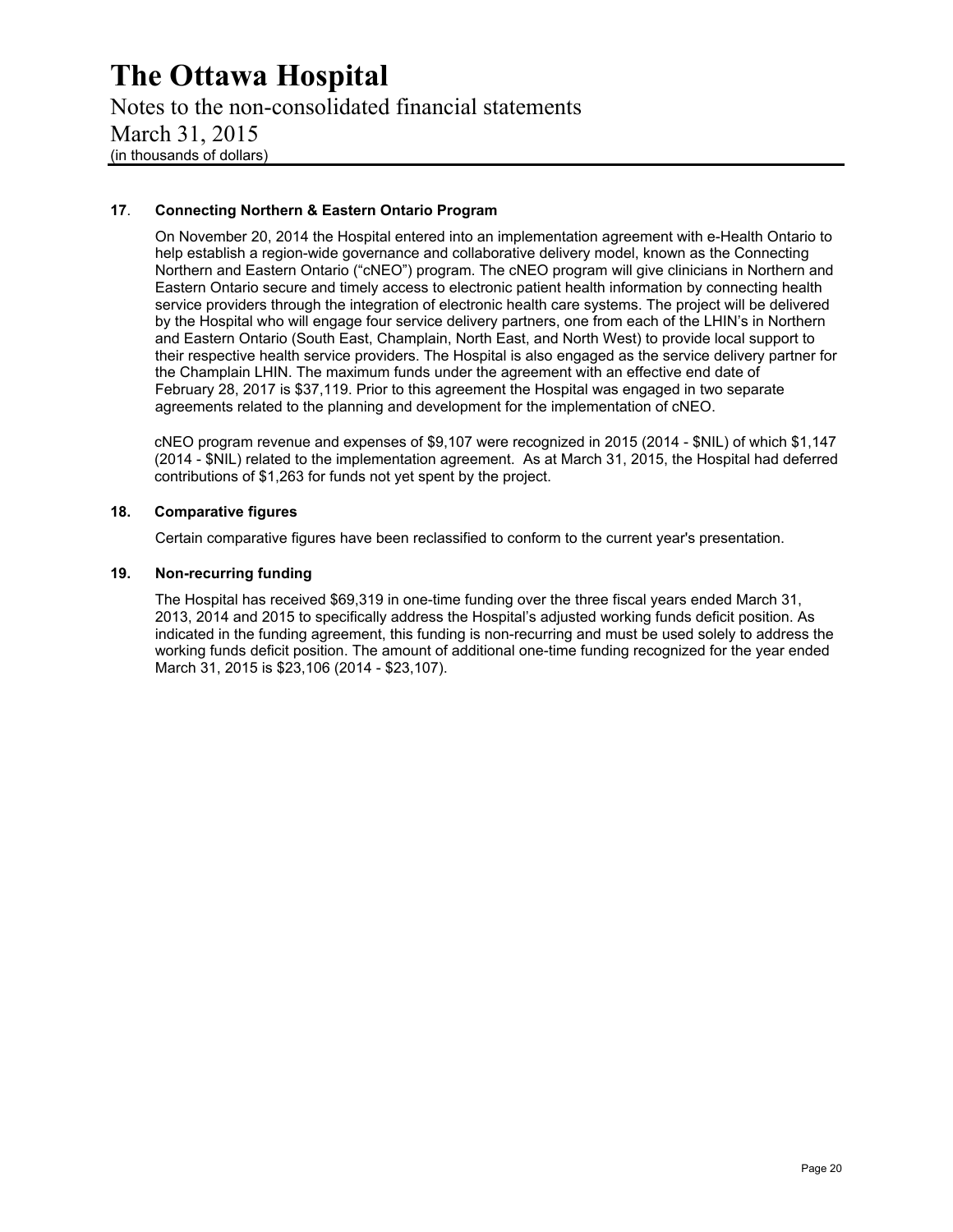# The Ottawa Hospital

Notes to the non-consolidated financial statements

March 31, 2015

(in thousands of dollars)

### 17. Connecting Northern & Eastern Ontario Program

On November 20, 2014 the Hospital entered into an implementation agreement with e-Health Ontario to help establish a region-wide governance and collaborative delivery model, known as the Connecting Northern and Eastern Ontario ("cNEO") program. The cNEO program will give clinicians in Northern and Eastern Ontario secure and timely access to electronic patient health information by connecting health service providers through the integration of electronic health care systems. The project will be delivered by the Hospital who will engage four service delivery partners, one from each of the LHIN's in Northern and Eastern Ontario (South East, Champlain, North East, and North West) to provide local support to their respective health service providers. The Hospital is also engaged as the service delivery partner for the Champlain LHIN. The maximum funds under the agreement with an effective end date of February 28, 2017 is $37,119. Prior to this agreement the Hospital was engaged in two separate agreements related to the planning and development for the implementation of cNEO.

cNEO program revenue and expenses of $9,107 were recognized in 2015 (2014 - $NIL) of which $1,147 (2014 - $NIL) related to the implementation agreement. As at March 31, 2015, the Hospital had deferred contributions of $1,263 for funds not yet spent by the project.

### 18. Comparative figures

Certain comparative figures have been reclassified to conform to the current year's presentation.

### 19. Non-recurring funding

The Hospital has received $69,319 in one-time funding over the three fiscal years ended March 31, 2013, 2014 and 2015 to specifically address the Hospital's adjusted working funds deficit position. As indicated in the funding agreement, this funding is non-recurring and must be used solely to address the working funds deficit position. The amount of additional one-time funding recognized for the year ended March 31, 2015 is $23,106 (2014 - $23,107).